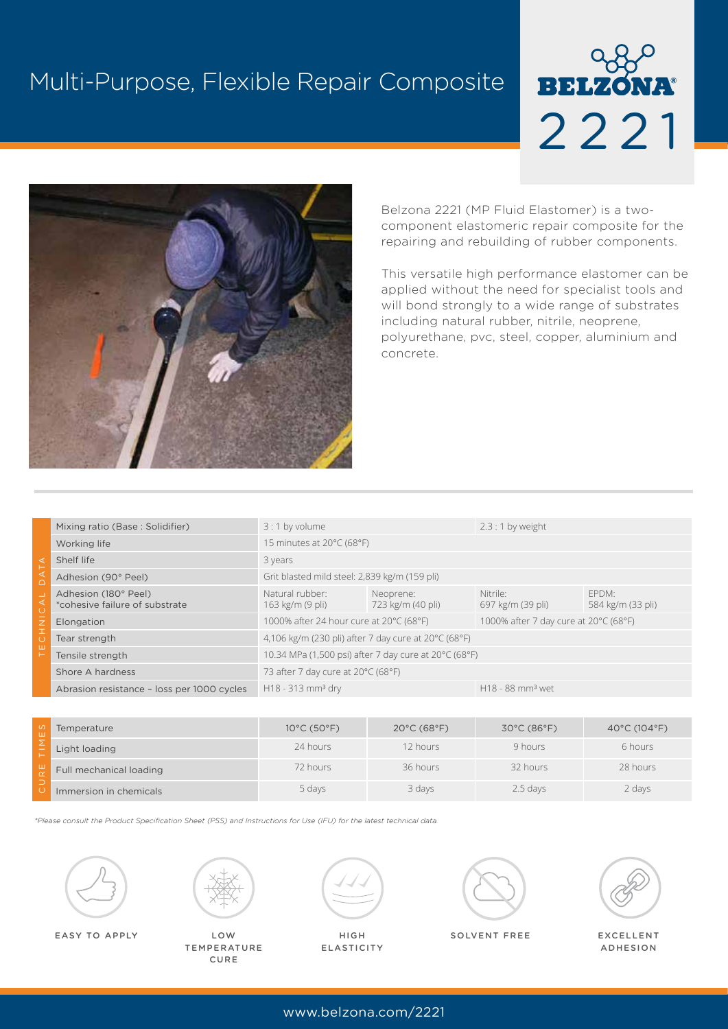# Multi-Purpose, Flexible Repair Composite

BELZONA® 2221

Belzona 2221 (MP Fluid Elastomer) is a two-component elastomeric repair composite for the repairing and rebuilding of rubber components.

This versatile high performance elastomer can be applied without the need for specialist tools and will bond strongly to a wide range of substrates including natural rubber, nitrile, neoprene, polyurethane, pvc, steel, copper, aluminium and concrete.

| TECHNICAL DATA | | | | |
|---|---|---|---|---|
| Mixing ratio (Base : Solidifier) | 3 : 1 by volume | | 2.3 : 1 by weight | |
| Working life | 15 minutes at 20°C (68°F) | | | |
| Shelf life | 3 years | | | |
| Adhesion (90° Peel) | Grit blasted mild steel: 2,839 kg/m (159 pli) | | | |
| Adhesion (180° Peel) *cohesive failure of substrate | Natural rubber: 163 kg/m (9 pli) | Neoprene: 723 kg/m (40 pli) | Nitrile: 697 kg/m (39 pli) | EPDM: 584 kg/m (33 pli) |
| Elongation | 1000% after 24 hour cure at 20°C (68°F) | | 1000% after 7 day cure at 20°C (68°F) | |
| Tear strength | 4,106 kg/m (230 pli) after 7 day cure at 20°C (68°F) | | | |
| Tensile strength | 10.34 MPa (1,500 psi) after 7 day cure at 20°C (68°F) | | | |
| Shore A hardness | 73 after 7 day cure at 20°C (68°F) | | | |
| Abrasion resistance - loss per 1000 cycles | H18 - 313 mm³ dry | | H18 - 88 mm³ wet | |

| CURE TIMES | | | | |
|---|---|---|---|---|
| Temperature | 10°C (50°F) | 20°C (68°F) | 30°C (86°F) | 40°C (104°F) |
| Light loading | 24 hours | 12 hours | 9 hours | 6 hours |
| Full mechanical loading | 72 hours | 36 hours | 32 hours | 28 hours |
| Immersion in chemicals | 5 days | 3 days | 2.5 days | 2 days |

*\*Please consult the Product Specification Sheet (PSS) and Instructions for Use (IFU) for the latest technical data.*

EASY TO APPLY — LOW TEMPERATURE CURE — HIGH ELASTICITY — SOLVENT FREE — EXCELLENT ADHESION

www.belzona.com/2221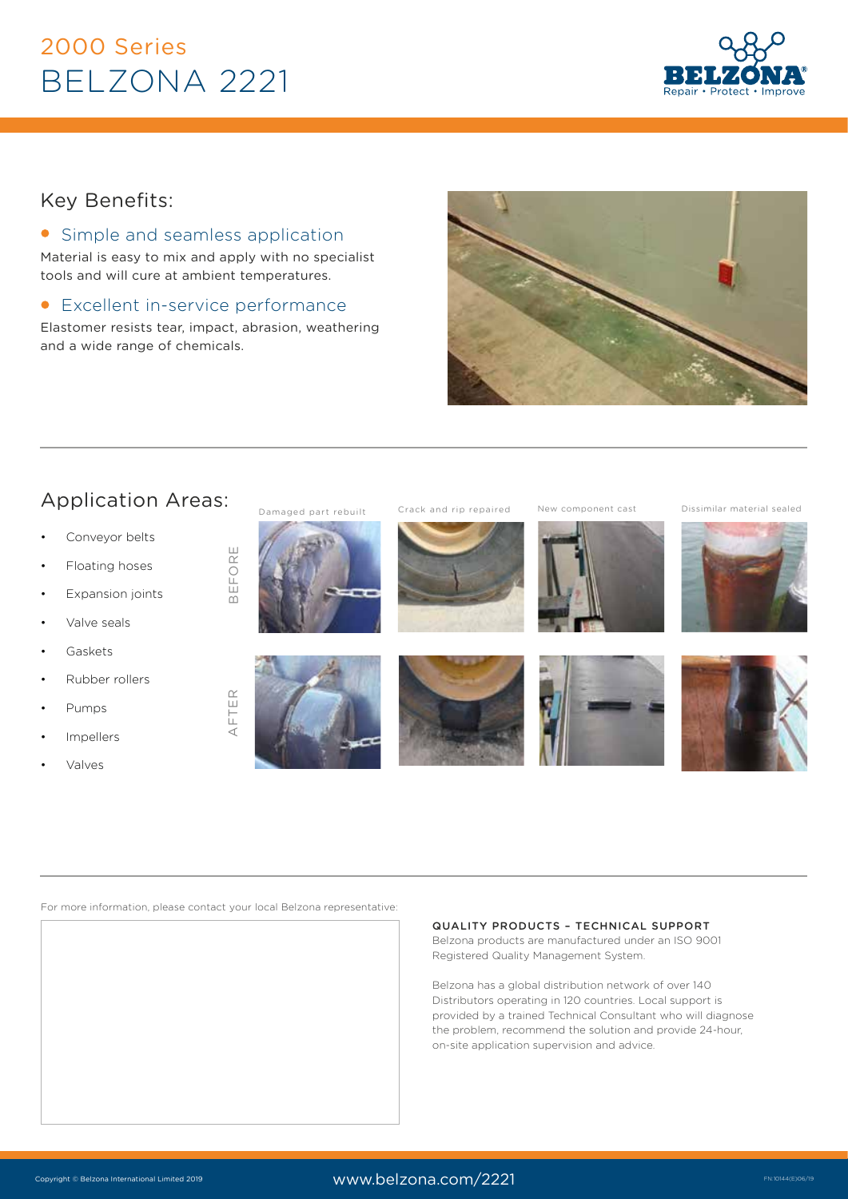2000 Series

# BELZONA 2221

## Key Benefits:

- Simple and seamless application

Material is easy to mix and apply with no specialist tools and will cure at ambient temperatures.

- Excellent in-service performance

Elastomer resists tear, impact, abrasion, weathering and a wide range of chemicals.

## Application Areas:

- Conveyor belts
- Floating hoses
- Expansion joints
- Valve seals
- Gaskets
- Rubber rollers
- Pumps
- Impellers
- Valves

Damaged part rebuilt

Crack and rip repaired

New component cast

Dissimilar material sealed

BEFORE

AFTER

For more information, please contact your local Belzona representative:

**QUALITY PRODUCTS – TECHNICAL SUPPORT**

Belzona products are manufactured under an ISO 9001 Registered Quality Management System.

Belzona has a global distribution network of over 140 Distributors operating in 120 countries. Local support is provided by a trained Technical Consultant who will diagnose the problem, recommend the solution and provide 24-hour, on-site application supervision and advice.

Copyright © Belzona International Limited 2019

www.belzona.com/2221

FN:10144(E)06/19